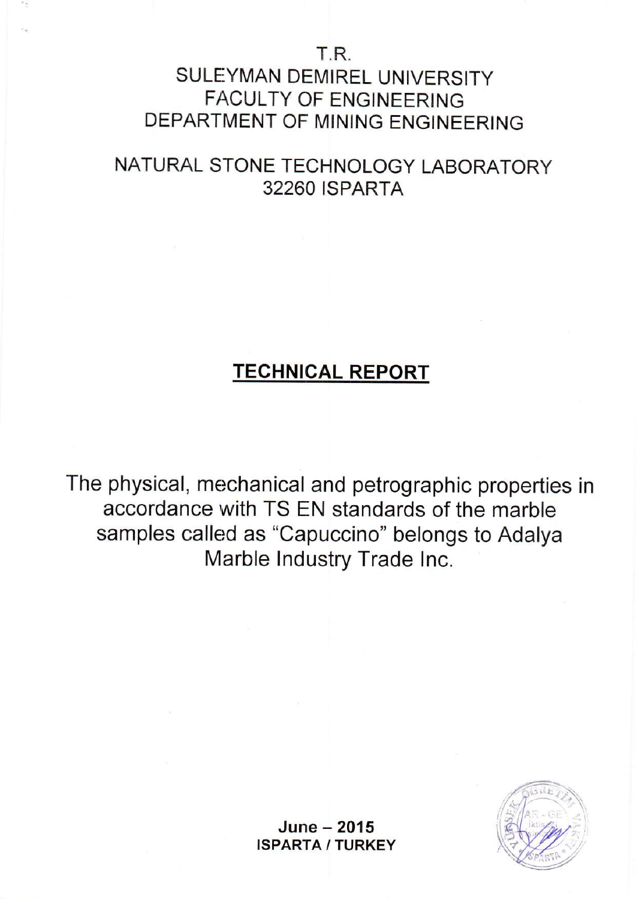T.R.

SULEYMAN DEMIREL UNIVERSITY

FACULTY OF ENGINEERING

DEPARTMENT OF MINING ENGINEERING

NATURAL STONE TECHNOLOGY LABORATORY

32260 ISPARTA

# TECHNICAL REPORT

The physical, mechanical and petrographic properties in accordance with TS EN standards of the marble samples called as "Capuccino" belongs to Adalya Marble Industry Trade Inc.

**June – 2015**

**ISPARTA / TURKEY**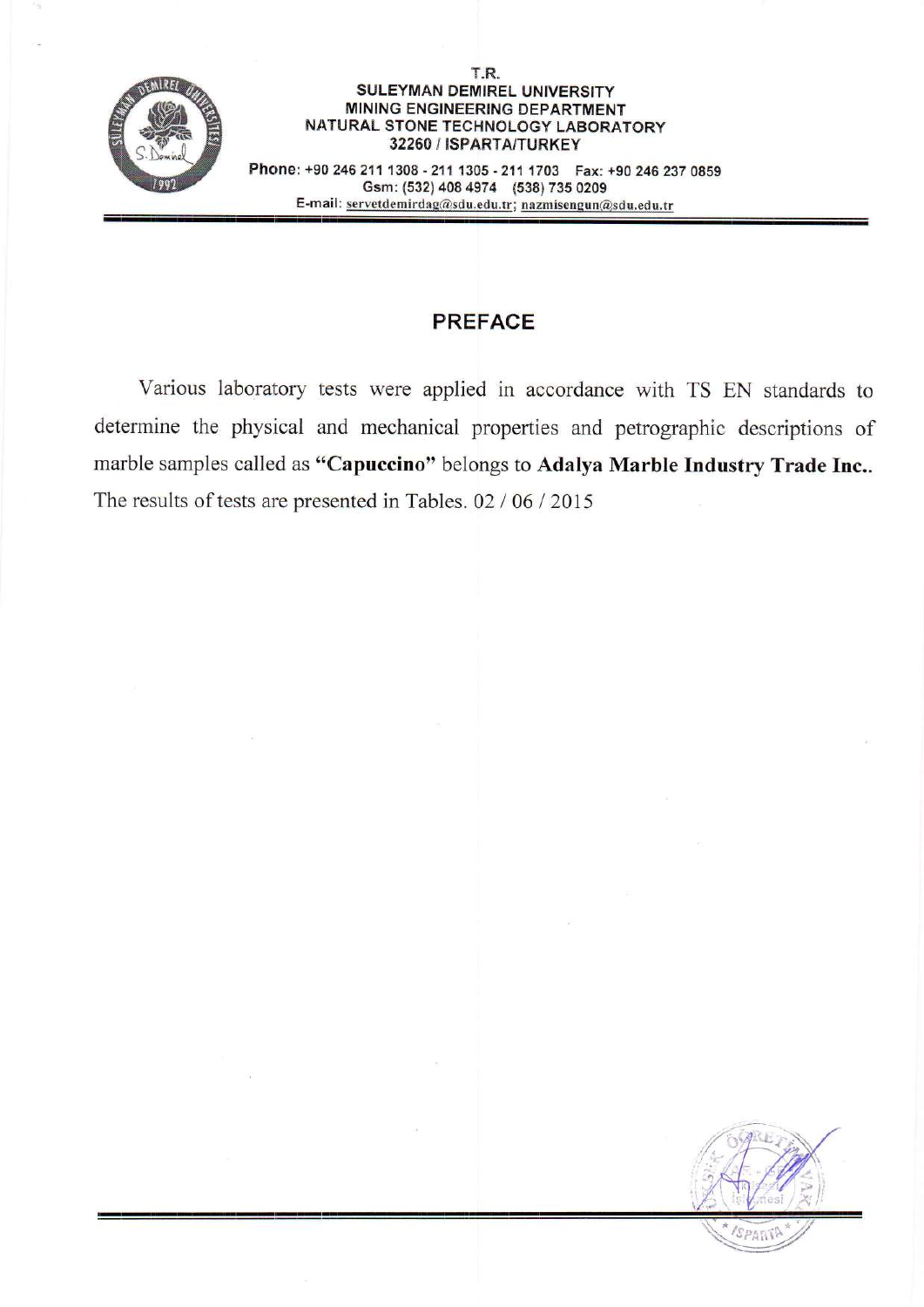T.R.
**SULEYMAN DEMIREL UNIVERSITY**
**MINING ENGINEERING DEPARTMENT**
**NATURAL STONE TECHNOLOGY LABORATORY**
**32260 / ISPARTA/TURKEY**

**Phone:** +90 246 211 1308 - 211 1305 - 211 1703 Fax: +90 246 237 0859
Gsm: (532) 408 4974 (538) 735 0209
E-mail: servetdemirdag@sdu.edu.tr; nazmisengun@sdu.edu.tr

## PREFACE

Various laboratory tests were applied in accordance with TS EN standards to determine the physical and mechanical properties and petrographic descriptions of marble samples called as **"Capuccino"** belongs to **Adalya Marble Industry Trade Inc.**. The results of tests are presented in Tables. 02 / 06 / 2015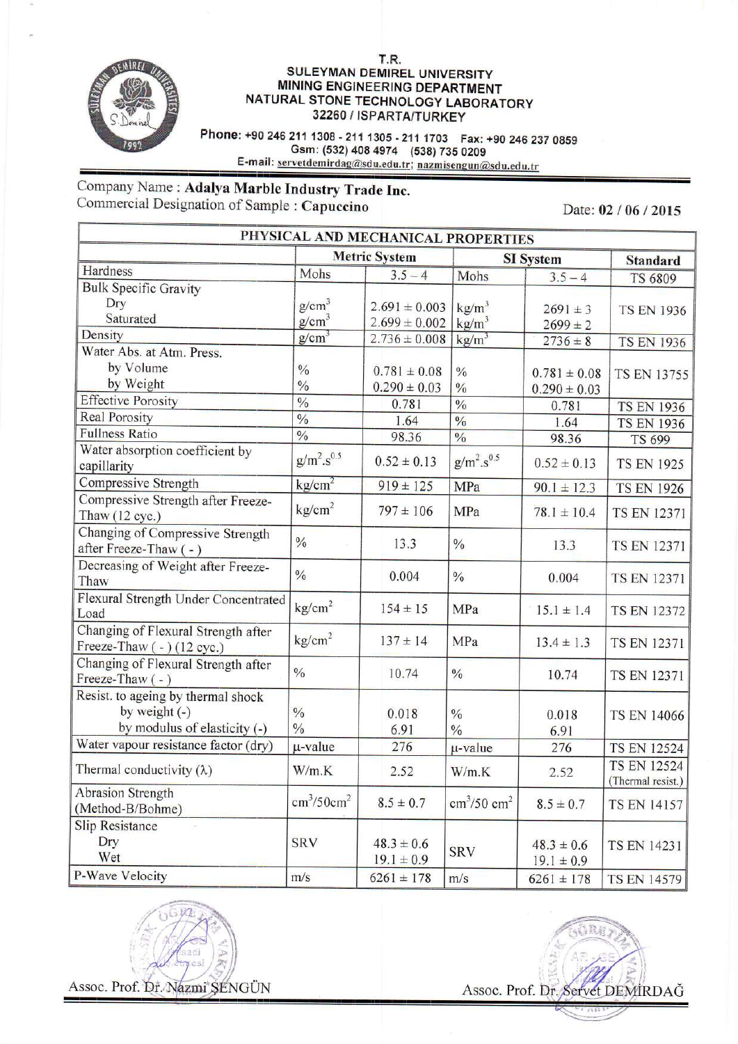T.R.
SULEYMAN DEMIREL UNIVERSITY
MINING ENGINEERING DEPARTMENT
NATURAL STONE TECHNOLOGY LABORATORY
32260 / ISPARTA/TURKEY

Phone: +90 246 211 1308 - 211 1305 - 211 1703 Fax: +90 246 237 0859
Gsm: (532) 408 4974 (538) 735 0209
E-mail: servetdemirdag@sdu.edu.tr; nazmisengun@sdu.edu.tr

Company Name : **Adalya Marble Industry Trade Inc.**
Commercial Designation of Sample : **Capuccino**

Date: **02 / 06 / 2015**

| PHYSICAL AND MECHANICAL PROPERTIES | | | | | |
|---|---|---|---|---|---|
| | Metric System | | SI System | | Standard |
| Hardness | Mohs | 3.5 – 4 | Mohs | 3.5 – 4 | TS 6809 |
| Bulk Specific Gravity<br>Dry<br>Saturated | <br>$g/cm^3$<br>$g/cm^3$ | <br>2.691 ± 0.003<br>2.699 ± 0.002 | <br>$kg/m^3$<br>$kg/m^3$ | <br>2691 ± 3<br>2699 ± 2 | TS EN 1936 |
| Density | $g/cm^3$ | 2.736 ± 0.008 | $kg/m^3$ | 2736 ± 8 | TS EN 1936 |
| Water Abs. at Atm. Press.<br>by Volume<br>by Weight | <br>%<br>% | <br>0.781 ± 0.08<br>0.290 ± 0.03 | <br>%<br>% | <br>0.781 ± 0.08<br>0.290 ± 0.03 | TS EN 13755 |
| Effective Porosity | % | 0.781 | % | 0.781 | TS EN 1936 |
| Real Porosity | % | 1.64 | % | 1.64 | TS EN 1936 |
| Fullness Ratio | % | 98.36 | % | 98.36 | TS 699 |
| Water absorption coefficient by capillarity | $g/m^2.s^{0.5}$ | 0.52 ± 0.13 | $g/m^2.s^{0.5}$ | 0.52 ± 0.13 | TS EN 1925 |
| Compressive Strength | $kg/cm^2$ | 919 ± 125 | MPa | 90.1 ± 12.3 | TS EN 1926 |
| Compressive Strength after Freeze-Thaw (12 cyc.) | $kg/cm^2$ | 797 ± 106 | MPa | 78.1 ± 10.4 | TS EN 12371 |
| Changing of Compressive Strength after Freeze-Thaw ( - ) | % | 13.3 | % | 13.3 | TS EN 12371 |
| Decreasing of Weight after Freeze-Thaw | % | 0.004 | % | 0.004 | TS EN 12371 |
| Flexural Strength Under Concentrated Load | $kg/cm^2$ | 154 ± 15 | MPa | 15.1 ± 1.4 | TS EN 12372 |
| Changing of Flexural Strength after Freeze-Thaw ( - ) (12 cyc.) | $kg/cm^2$ | 137 ± 14 | MPa | 13.4 ± 1.3 | TS EN 12371 |
| Changing of Flexural Strength after Freeze-Thaw ( - ) | % | 10.74 | % | 10.74 | TS EN 12371 |
| Resist. to ageing by thermal shock<br>by weight (-)<br>by modulus of elasticity (-) | <br>%<br>% | <br>0.018<br>6.91 | <br>%<br>% | <br>0.018<br>6.91 | TS EN 14066 |
| Water vapour resistance factor (dry) | μ-value | 276 | μ-value | 276 | TS EN 12524 |
| Thermal conductivity (λ) | W/m.K | 2.52 | W/m.K | 2.52 | TS EN 12524 (Thermal resist.) |
| Abrasion Strength (Method-B/Bohme) | $cm^3/50cm^2$ | 8.5 ± 0.7 | $cm^3/50\ cm^2$ | 8.5 ± 0.7 | TS EN 14157 |
| Slip Resistance<br>Dry<br>Wet | SRV | <br>48.3 ± 0.6<br>19.1 ± 0.9 | SRV | <br>48.3 ± 0.6<br>19.1 ± 0.9 | TS EN 14231 |
| P-Wave Velocity | m/s | 6261 ± 178 | m/s | 6261 ± 178 | TS EN 14579 |

Assoc. Prof. Dr. Nazmi ŞENGÜN

Assoc. Prof. Dr. Servet DEMİRDAĞ